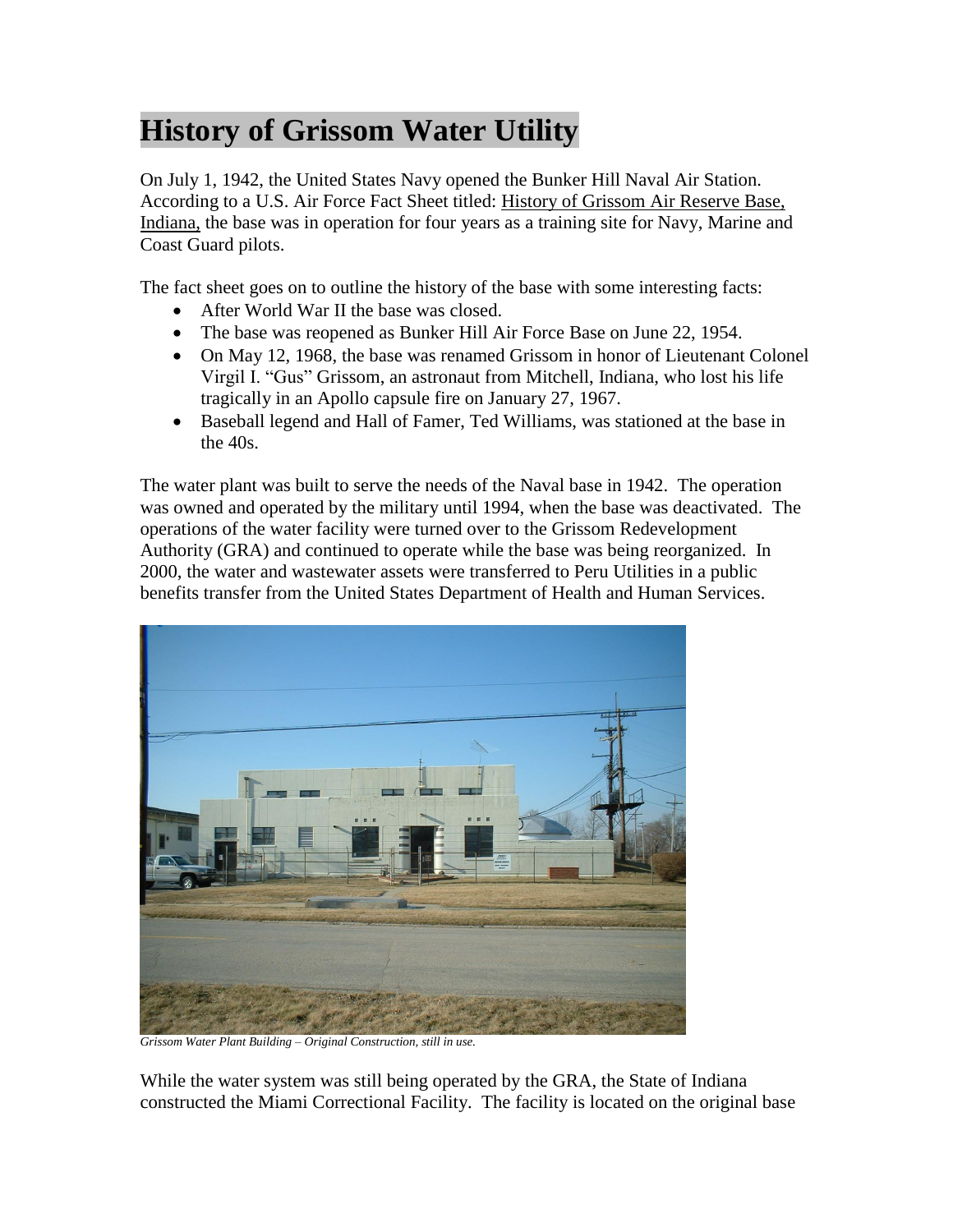# History of Grissom Water Utility

On July 1, 1942, the United States Navy opened the Bunker Hill Naval Air Station. According to a U.S. Air Force Fact Sheet titled: History of Grissom Air Reserve Base, Indiana, the base was in operation for four years as a training site for Navy, Marine and Coast Guard pilots.

The fact sheet goes on to outline the history of the base with some interesting facts:

- After World War II the base was closed.
- The base was reopened as Bunker Hill Air Force Base on June 22, 1954.
- On May 12, 1968, the base was renamed Grissom in honor of Lieutenant Colonel Virgil I. "Gus" Grissom, an astronaut from Mitchell, Indiana, who lost his life tragically in an Apollo capsule fire on January 27, 1967.
- Baseball legend and Hall of Famer, Ted Williams, was stationed at the base in the 40s.

The water plant was built to serve the needs of the Naval base in 1942. The operation was owned and operated by the military until 1994, when the base was deactivated. The operations of the water facility were turned over to the Grissom Redevelopment Authority (GRA) and continued to operate while the base was being reorganized. In 2000, the water and wastewater assets were transferred to Peru Utilities in a public benefits transfer from the United States Department of Health and Human Services.

*Grissom Water Plant Building – Original Construction, still in use.*

While the water system was still being operated by the GRA, the State of Indiana constructed the Miami Correctional Facility. The facility is located on the original base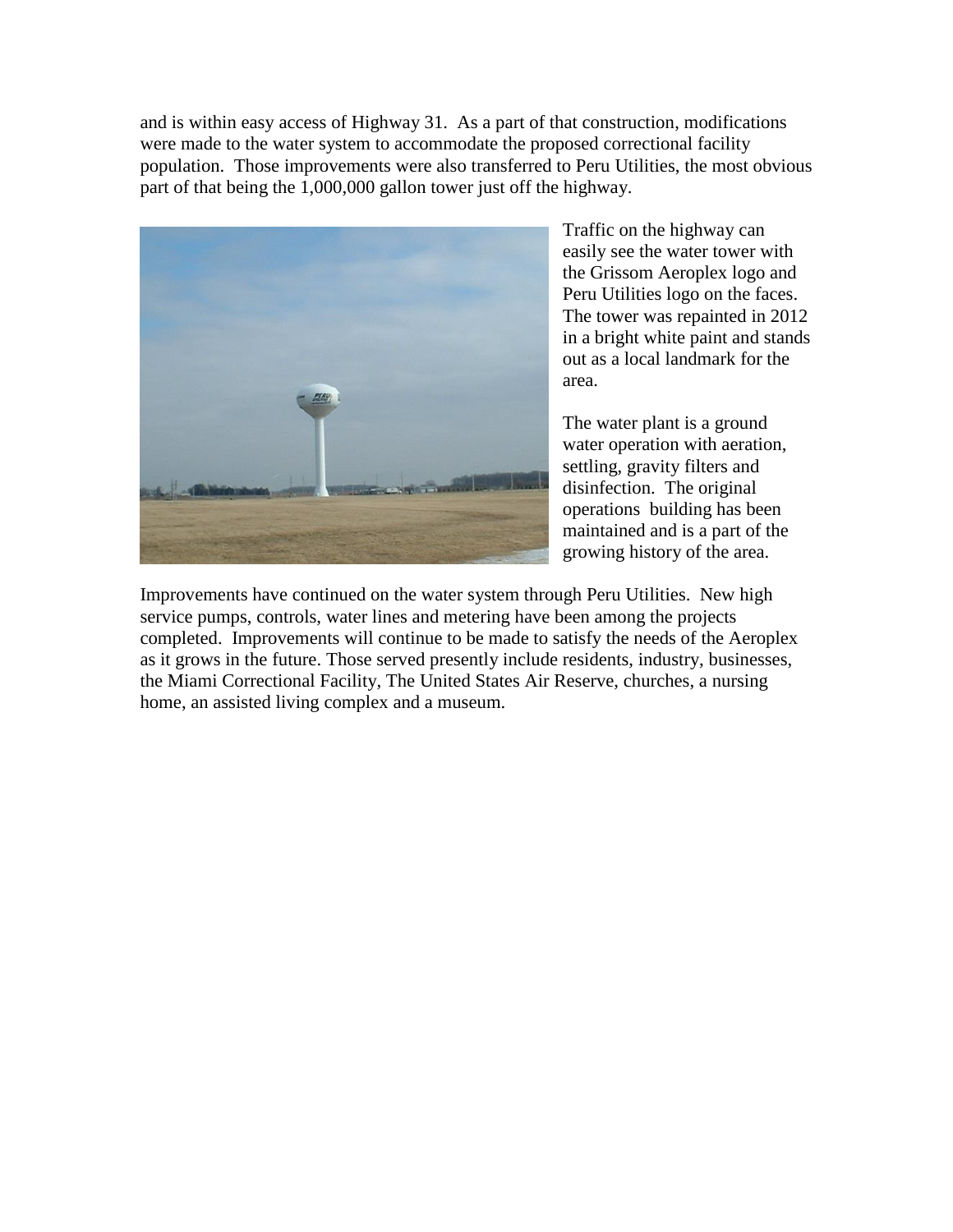and is within easy access of Highway 31. As a part of that construction, modifications were made to the water system to accommodate the proposed correctional facility population. Those improvements were also transferred to Peru Utilities, the most obvious part of that being the 1,000,000 gallon tower just off the highway.

Traffic on the highway can easily see the water tower with the Grissom Aeroplex logo and Peru Utilities logo on the faces. The tower was repainted in 2012 in a bright white paint and stands out as a local landmark for the area.

The water plant is a ground water operation with aeration, settling, gravity filters and disinfection. The original operations building has been maintained and is a part of the growing history of the area.

Improvements have continued on the water system through Peru Utilities. New high service pumps, controls, water lines and metering have been among the projects completed. Improvements will continue to be made to satisfy the needs of the Aeroplex as it grows in the future. Those served presently include residents, industry, businesses, the Miami Correctional Facility, The United States Air Reserve, churches, a nursing home, an assisted living complex and a museum.